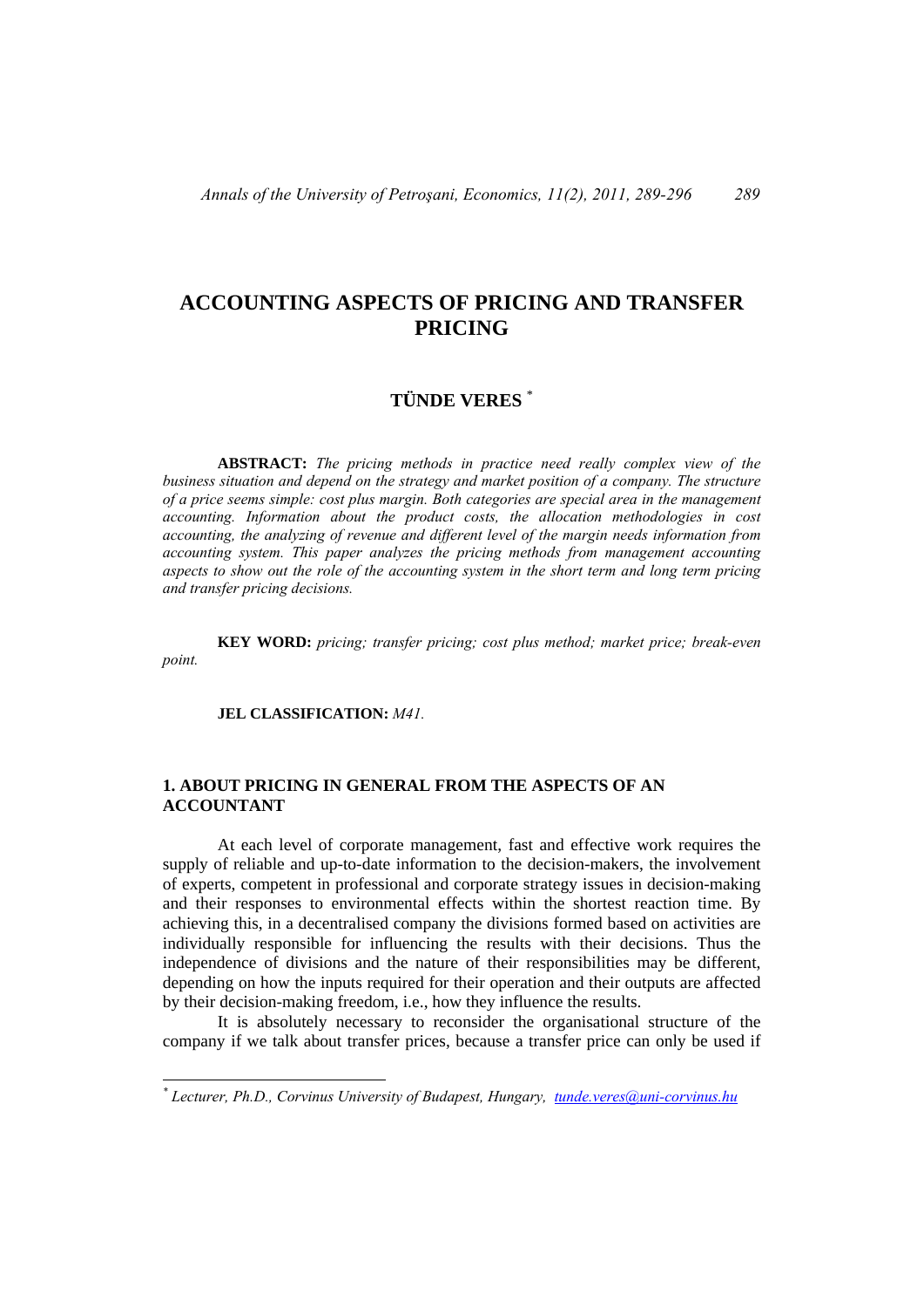# ACCOUNTING ASPECTS OF PRICING AND TRANSFER PRICING

## TÜNDE VERES [*]

**ABSTRACT:** *The pricing methods in practice need really complex view of the business situation and depend on the strategy and market position of a company. The structure of a price seems simple: cost plus margin. Both categories are special area in the management accounting. Information about the product costs, the allocation methodologies in cost accounting, the analyzing of revenue and different level of the margin needs information from accounting system. This paper analyzes the pricing methods from management accounting aspects to show out the role of the accounting system in the short term and long term pricing and transfer pricing decisions.*

**KEY WORD:** *pricing; transfer pricing; cost plus method; market price; break-even point.*

**JEL CLASSIFICATION:** *M41.*

## 1. ABOUT PRICING IN GENERAL FROM THE ASPECTS OF AN ACCOUNTANT

At each level of corporate management, fast and effective work requires the supply of reliable and up-to-date information to the decision-makers, the involvement of experts, competent in professional and corporate strategy issues in decision-making and their responses to environmental effects within the shortest reaction time. By achieving this, in a decentralised company the divisions formed based on activities are individually responsible for influencing the results with their decisions. Thus the independence of divisions and the nature of their responsibilities may be different, depending on how the inputs required for their operation and their outputs are affected by their decision-making freedom, i.e., how they influence the results.

It is absolutely necessary to reconsider the organisational structure of the company if we talk about transfer prices, because a transfer price can only be used if

---

[*] *Lecturer, Ph.D., Corvinus University of Budapest, Hungary, tunde.veres@uni-corvinus.hu*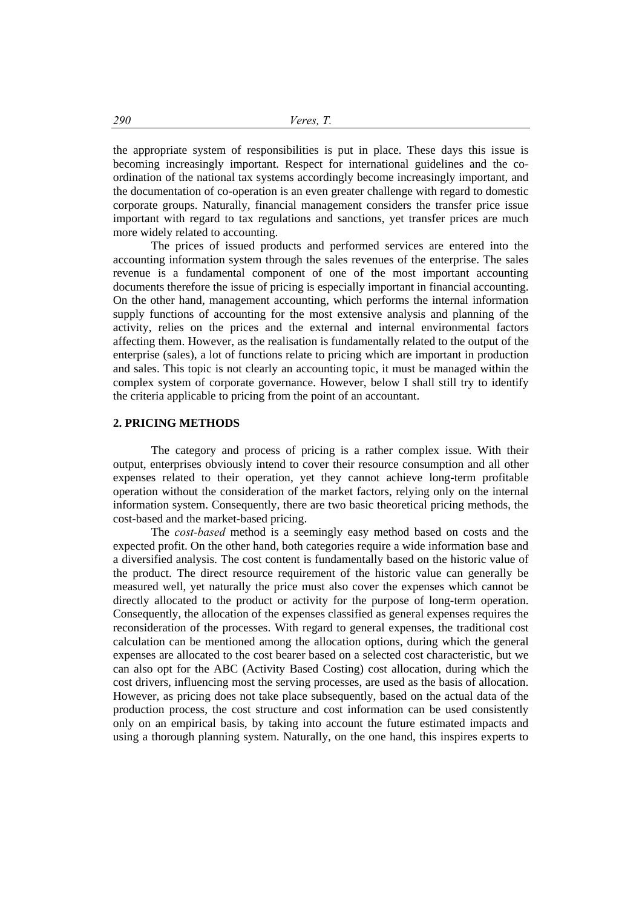the appropriate system of responsibilities is put in place. These days this issue is becoming increasingly important. Respect for international guidelines and the co-ordination of the national tax systems accordingly become increasingly important, and the documentation of co-operation is an even greater challenge with regard to domestic corporate groups. Naturally, financial management considers the transfer price issue important with regard to tax regulations and sanctions, yet transfer prices are much more widely related to accounting.

The prices of issued products and performed services are entered into the accounting information system through the sales revenues of the enterprise. The sales revenue is a fundamental component of one of the most important accounting documents therefore the issue of pricing is especially important in financial accounting. On the other hand, management accounting, which performs the internal information supply functions of accounting for the most extensive analysis and planning of the activity, relies on the prices and the external and internal environmental factors affecting them. However, as the realisation is fundamentally related to the output of the enterprise (sales), a lot of functions relate to pricing which are important in production and sales. This topic is not clearly an accounting topic, it must be managed within the complex system of corporate governance. However, below I shall still try to identify the criteria applicable to pricing from the point of an accountant.

## 2. PRICING METHODS

The category and process of pricing is a rather complex issue. With their output, enterprises obviously intend to cover their resource consumption and all other expenses related to their operation, yet they cannot achieve long-term profitable operation without the consideration of the market factors, relying only on the internal information system. Consequently, there are two basic theoretical pricing methods, the cost-based and the market-based pricing.

The *cost-based* method is a seemingly easy method based on costs and the expected profit. On the other hand, both categories require a wide information base and a diversified analysis. The cost content is fundamentally based on the historic value of the product. The direct resource requirement of the historic value can generally be measured well, yet naturally the price must also cover the expenses which cannot be directly allocated to the product or activity for the purpose of long-term operation. Consequently, the allocation of the expenses classified as general expenses requires the reconsideration of the processes. With regard to general expenses, the traditional cost calculation can be mentioned among the allocation options, during which the general expenses are allocated to the cost bearer based on a selected cost characteristic, but we can also opt for the ABC (Activity Based Costing) cost allocation, during which the cost drivers, influencing most the serving processes, are used as the basis of allocation. However, as pricing does not take place subsequently, based on the actual data of the production process, the cost structure and cost information can be used consistently only on an empirical basis, by taking into account the future estimated impacts and using a thorough planning system. Naturally, on the one hand, this inspires experts to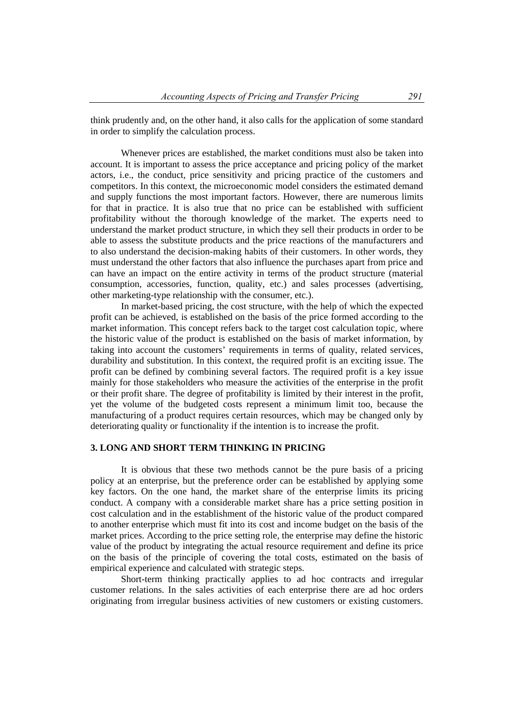think prudently and, on the other hand, it also calls for the application of some standard in order to simplify the calculation process.

Whenever prices are established, the market conditions must also be taken into account. It is important to assess the price acceptance and pricing policy of the market actors, i.e., the conduct, price sensitivity and pricing practice of the customers and competitors. In this context, the microeconomic model considers the estimated demand and supply functions the most important factors. However, there are numerous limits for that in practice. It is also true that no price can be established with sufficient profitability without the thorough knowledge of the market. The experts need to understand the market product structure, in which they sell their products in order to be able to assess the substitute products and the price reactions of the manufacturers and to also understand the decision-making habits of their customers. In other words, they must understand the other factors that also influence the purchases apart from price and can have an impact on the entire activity in terms of the product structure (material consumption, accessories, function, quality, etc.) and sales processes (advertising, other marketing-type relationship with the consumer, etc.).

In market-based pricing, the cost structure, with the help of which the expected profit can be achieved, is established on the basis of the price formed according to the market information. This concept refers back to the target cost calculation topic, where the historic value of the product is established on the basis of market information, by taking into account the customers' requirements in terms of quality, related services, durability and substitution. In this context, the required profit is an exciting issue. The profit can be defined by combining several factors. The required profit is a key issue mainly for those stakeholders who measure the activities of the enterprise in the profit or their profit share. The degree of profitability is limited by their interest in the profit, yet the volume of the budgeted costs represent a minimum limit too, because the manufacturing of a product requires certain resources, which may be changed only by deteriorating quality or functionality if the intention is to increase the profit.

## 3. LONG AND SHORT TERM THINKING IN PRICING

It is obvious that these two methods cannot be the pure basis of a pricing policy at an enterprise, but the preference order can be established by applying some key factors. On the one hand, the market share of the enterprise limits its pricing conduct. A company with a considerable market share has a price setting position in cost calculation and in the establishment of the historic value of the product compared to another enterprise which must fit into its cost and income budget on the basis of the market prices. According to the price setting role, the enterprise may define the historic value of the product by integrating the actual resource requirement and define its price on the basis of the principle of covering the total costs, estimated on the basis of empirical experience and calculated with strategic steps.

Short-term thinking practically applies to ad hoc contracts and irregular customer relations. In the sales activities of each enterprise there are ad hoc orders originating from irregular business activities of new customers or existing customers.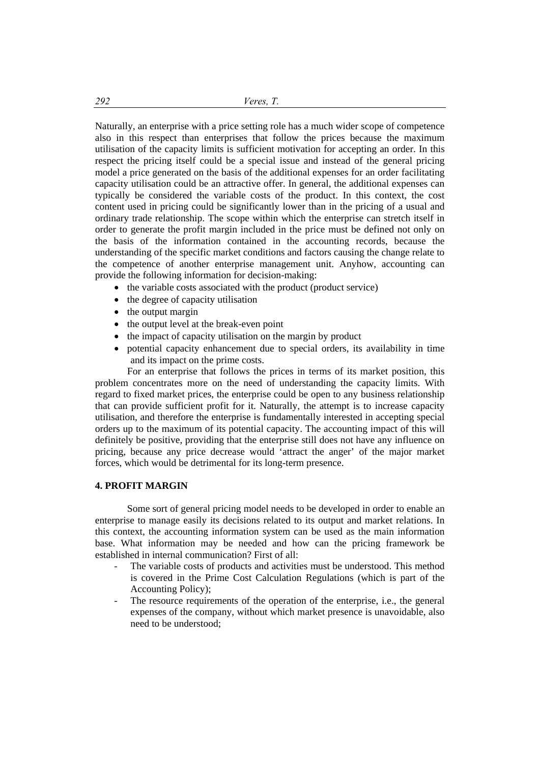Naturally, an enterprise with a price setting role has a much wider scope of competence also in this respect than enterprises that follow the prices because the maximum utilisation of the capacity limits is sufficient motivation for accepting an order. In this respect the pricing itself could be a special issue and instead of the general pricing model a price generated on the basis of the additional expenses for an order facilitating capacity utilisation could be an attractive offer. In general, the additional expenses can typically be considered the variable costs of the product. In this context, the cost content used in pricing could be significantly lower than in the pricing of a usual and ordinary trade relationship. The scope within which the enterprise can stretch itself in order to generate the profit margin included in the price must be defined not only on the basis of the information contained in the accounting records, because the understanding of the specific market conditions and factors causing the change relate to the competence of another enterprise management unit. Anyhow, accounting can provide the following information for decision-making:

- the variable costs associated with the product (product service)
- the degree of capacity utilisation
- the output margin
- the output level at the break-even point
- the impact of capacity utilisation on the margin by product
- potential capacity enhancement due to special orders, its availability in time and its impact on the prime costs.

For an enterprise that follows the prices in terms of its market position, this problem concentrates more on the need of understanding the capacity limits. With regard to fixed market prices, the enterprise could be open to any business relationship that can provide sufficient profit for it. Naturally, the attempt is to increase capacity utilisation, and therefore the enterprise is fundamentally interested in accepting special orders up to the maximum of its potential capacity. The accounting impact of this will definitely be positive, providing that the enterprise still does not have any influence on pricing, because any price decrease would 'attract the anger' of the major market forces, which would be detrimental for its long-term presence.

## 4. PROFIT MARGIN

Some sort of general pricing model needs to be developed in order to enable an enterprise to manage easily its decisions related to its output and market relations. In this context, the accounting information system can be used as the main information base. What information may be needed and how can the pricing framework be established in internal communication? First of all:

- The variable costs of products and activities must be understood. This method is covered in the Prime Cost Calculation Regulations (which is part of the Accounting Policy);
- The resource requirements of the operation of the enterprise, i.e., the general expenses of the company, without which market presence is unavoidable, also need to be understood;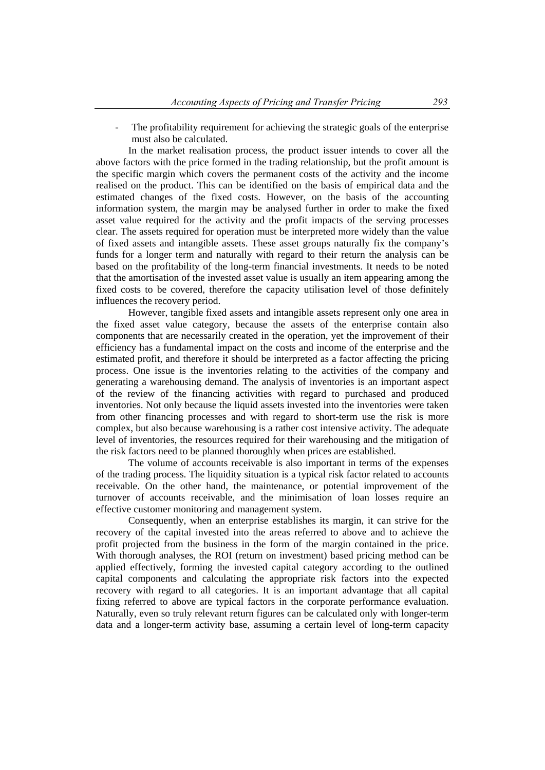- The profitability requirement for achieving the strategic goals of the enterprise must also be calculated.

In the market realisation process, the product issuer intends to cover all the above factors with the price formed in the trading relationship, but the profit amount is the specific margin which covers the permanent costs of the activity and the income realised on the product. This can be identified on the basis of empirical data and the estimated changes of the fixed costs. However, on the basis of the accounting information system, the margin may be analysed further in order to make the fixed asset value required for the activity and the profit impacts of the serving processes clear. The assets required for operation must be interpreted more widely than the value of fixed assets and intangible assets. These asset groups naturally fix the company's funds for a longer term and naturally with regard to their return the analysis can be based on the profitability of the long-term financial investments. It needs to be noted that the amortisation of the invested asset value is usually an item appearing among the fixed costs to be covered, therefore the capacity utilisation level of those definitely influences the recovery period.

However, tangible fixed assets and intangible assets represent only one area in the fixed asset value category, because the assets of the enterprise contain also components that are necessarily created in the operation, yet the improvement of their efficiency has a fundamental impact on the costs and income of the enterprise and the estimated profit, and therefore it should be interpreted as a factor affecting the pricing process. One issue is the inventories relating to the activities of the company and generating a warehousing demand. The analysis of inventories is an important aspect of the review of the financing activities with regard to purchased and produced inventories. Not only because the liquid assets invested into the inventories were taken from other financing processes and with regard to short-term use the risk is more complex, but also because warehousing is a rather cost intensive activity. The adequate level of inventories, the resources required for their warehousing and the mitigation of the risk factors need to be planned thoroughly when prices are established.

The volume of accounts receivable is also important in terms of the expenses of the trading process. The liquidity situation is a typical risk factor related to accounts receivable. On the other hand, the maintenance, or potential improvement of the turnover of accounts receivable, and the minimisation of loan losses require an effective customer monitoring and management system.

Consequently, when an enterprise establishes its margin, it can strive for the recovery of the capital invested into the areas referred to above and to achieve the profit projected from the business in the form of the margin contained in the price. With thorough analyses, the ROI (return on investment) based pricing method can be applied effectively, forming the invested capital category according to the outlined capital components and calculating the appropriate risk factors into the expected recovery with regard to all categories. It is an important advantage that all capital fixing referred to above are typical factors in the corporate performance evaluation. Naturally, even so truly relevant return figures can be calculated only with longer-term data and a longer-term activity base, assuming a certain level of long-term capacity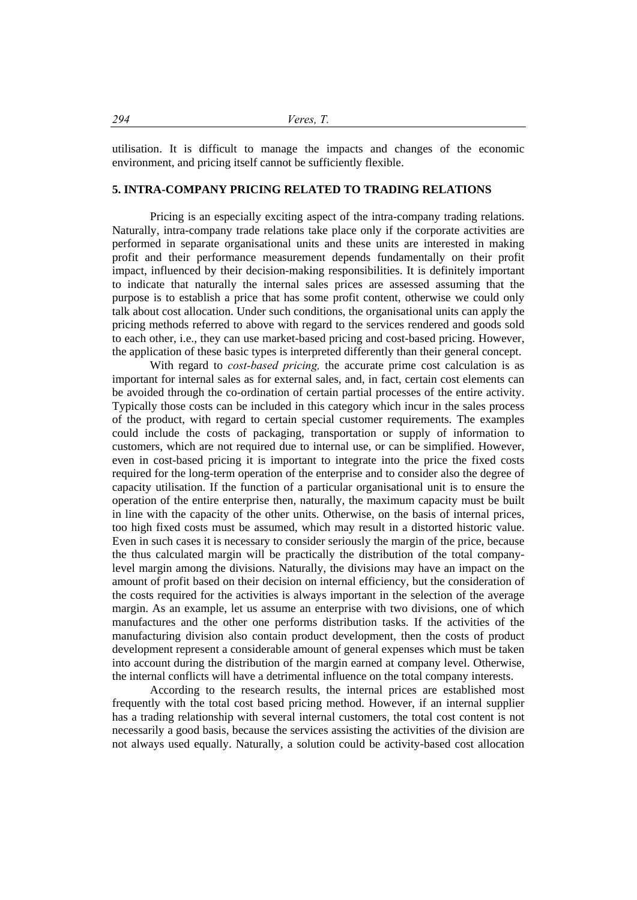utilisation. It is difficult to manage the impacts and changes of the economic environment, and pricing itself cannot be sufficiently flexible.

## 5. INTRA-COMPANY PRICING RELATED TO TRADING RELATIONS

Pricing is an especially exciting aspect of the intra-company trading relations. Naturally, intra-company trade relations take place only if the corporate activities are performed in separate organisational units and these units are interested in making profit and their performance measurement depends fundamentally on their profit impact, influenced by their decision-making responsibilities. It is definitely important to indicate that naturally the internal sales prices are assessed assuming that the purpose is to establish a price that has some profit content, otherwise we could only talk about cost allocation. Under such conditions, the organisational units can apply the pricing methods referred to above with regard to the services rendered and goods sold to each other, i.e., they can use market-based pricing and cost-based pricing. However, the application of these basic types is interpreted differently than their general concept.

With regard to *cost-based pricing,* the accurate prime cost calculation is as important for internal sales as for external sales, and, in fact, certain cost elements can be avoided through the co-ordination of certain partial processes of the entire activity. Typically those costs can be included in this category which incur in the sales process of the product, with regard to certain special customer requirements. The examples could include the costs of packaging, transportation or supply of information to customers, which are not required due to internal use, or can be simplified. However, even in cost-based pricing it is important to integrate into the price the fixed costs required for the long-term operation of the enterprise and to consider also the degree of capacity utilisation. If the function of a particular organisational unit is to ensure the operation of the entire enterprise then, naturally, the maximum capacity must be built in line with the capacity of the other units. Otherwise, on the basis of internal prices, too high fixed costs must be assumed, which may result in a distorted historic value. Even in such cases it is necessary to consider seriously the margin of the price, because the thus calculated margin will be practically the distribution of the total company-level margin among the divisions. Naturally, the divisions may have an impact on the amount of profit based on their decision on internal efficiency, but the consideration of the costs required for the activities is always important in the selection of the average margin. As an example, let us assume an enterprise with two divisions, one of which manufactures and the other one performs distribution tasks. If the activities of the manufacturing division also contain product development, then the costs of product development represent a considerable amount of general expenses which must be taken into account during the distribution of the margin earned at company level. Otherwise, the internal conflicts will have a detrimental influence on the total company interests.

According to the research results, the internal prices are established most frequently with the total cost based pricing method. However, if an internal supplier has a trading relationship with several internal customers, the total cost content is not necessarily a good basis, because the services assisting the activities of the division are not always used equally. Naturally, a solution could be activity-based cost allocation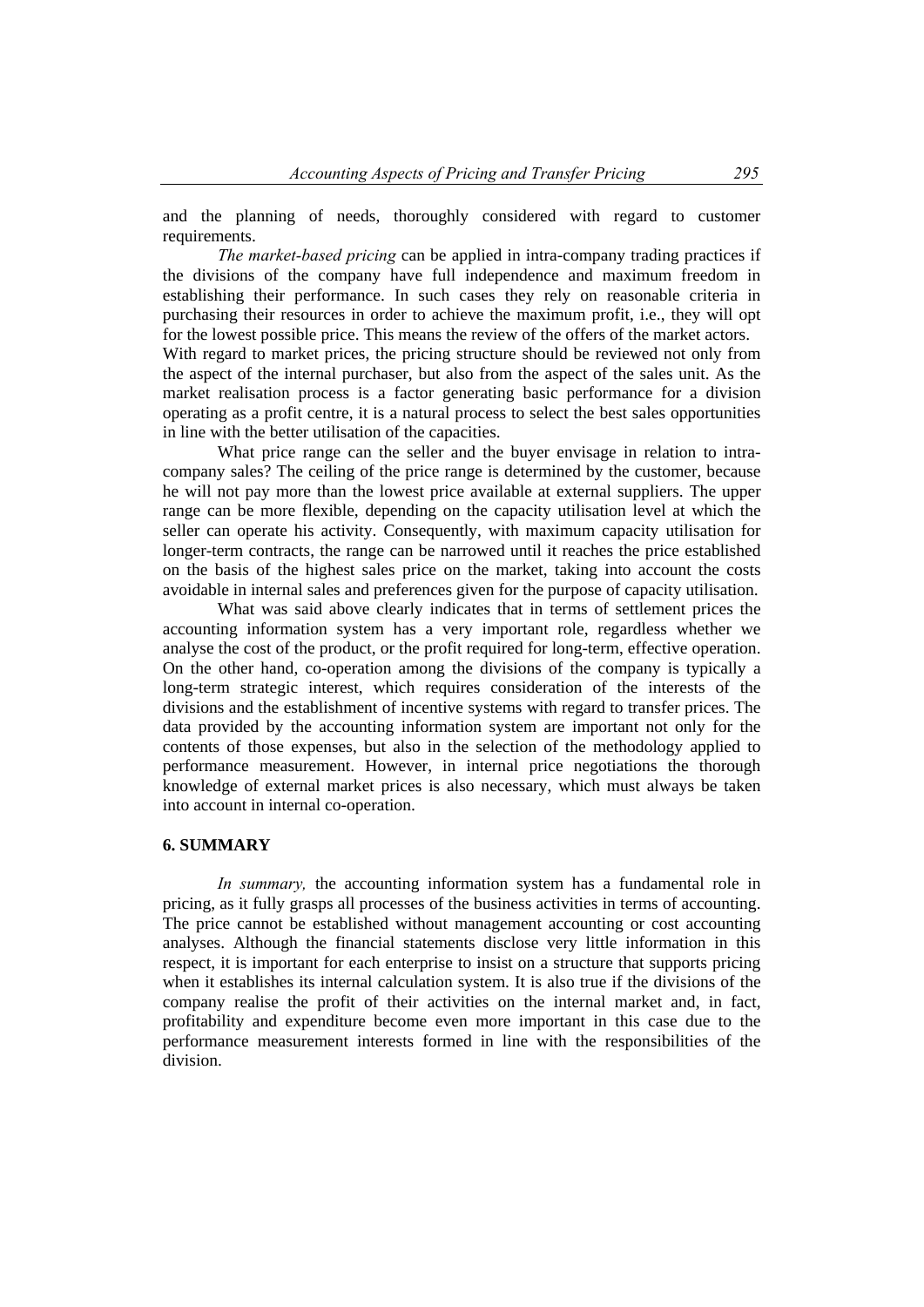and the planning of needs, thoroughly considered with regard to customer requirements.

*The market-based pricing* can be applied in intra-company trading practices if the divisions of the company have full independence and maximum freedom in establishing their performance. In such cases they rely on reasonable criteria in purchasing their resources in order to achieve the maximum profit, i.e., they will opt for the lowest possible price. This means the review of the offers of the market actors. With regard to market prices, the pricing structure should be reviewed not only from the aspect of the internal purchaser, but also from the aspect of the sales unit. As the market realisation process is a factor generating basic performance for a division operating as a profit centre, it is a natural process to select the best sales opportunities in line with the better utilisation of the capacities.

What price range can the seller and the buyer envisage in relation to intra-company sales? The ceiling of the price range is determined by the customer, because he will not pay more than the lowest price available at external suppliers. The upper range can be more flexible, depending on the capacity utilisation level at which the seller can operate his activity. Consequently, with maximum capacity utilisation for longer-term contracts, the range can be narrowed until it reaches the price established on the basis of the highest sales price on the market, taking into account the costs avoidable in internal sales and preferences given for the purpose of capacity utilisation.

What was said above clearly indicates that in terms of settlement prices the accounting information system has a very important role, regardless whether we analyse the cost of the product, or the profit required for long-term, effective operation. On the other hand, co-operation among the divisions of the company is typically a long-term strategic interest, which requires consideration of the interests of the divisions and the establishment of incentive systems with regard to transfer prices. The data provided by the accounting information system are important not only for the contents of those expenses, but also in the selection of the methodology applied to performance measurement. However, in internal price negotiations the thorough knowledge of external market prices is also necessary, which must always be taken into account in internal co-operation.

## 6. SUMMARY

*In summary,* the accounting information system has a fundamental role in pricing, as it fully grasps all processes of the business activities in terms of accounting. The price cannot be established without management accounting or cost accounting analyses. Although the financial statements disclose very little information in this respect, it is important for each enterprise to insist on a structure that supports pricing when it establishes its internal calculation system. It is also true if the divisions of the company realise the profit of their activities on the internal market and, in fact, profitability and expenditure become even more important in this case due to the performance measurement interests formed in line with the responsibilities of the division.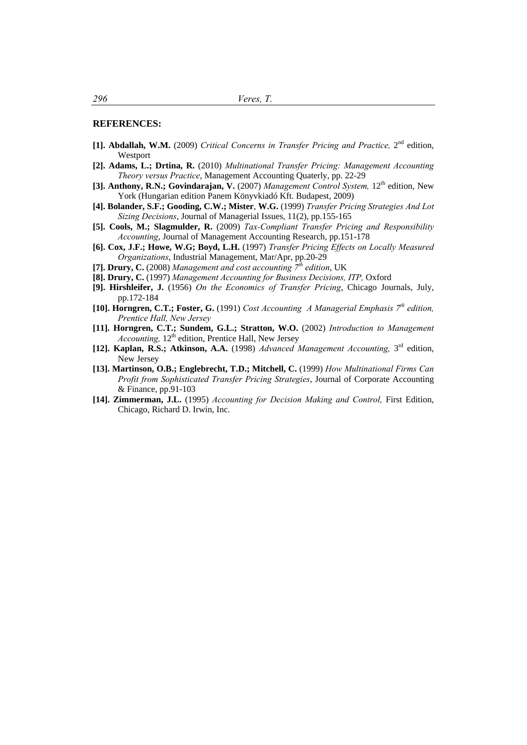**REFERENCES:**

**[1]. Abdallah, W.M.** (2009) *Critical Concerns in Transfer Pricing and Practice,* 2nd edition, Westport

**[2]. Adams, L.; Drtina, R.** (2010) *Multinational Transfer Pricing: Management Accounting Theory versus Practice*, Management Accounting Quaterly, pp. 22-29

**[3]. Anthony, R.N.; Govindarajan, V.** (2007) *Management Control System,* 12th edition, New York (Hungarian edition Panem Könyvkiadó Kft. Budapest, 2009)

**[4]. Bolander, S.F.; Gooding, C.W.; Mister, W.G.** (1999) *Transfer Pricing Strategies And Lot Sizing Decisions*, Journal of Managerial Issues, 11(2), pp.155-165

**[5]. Cools, M.; Slagmulder, R.** (2009) *Tax-Compliant Transfer Pricing and Responsibility Accounting*, Journal of Management Accounting Research, pp.151-178

**[6]. Cox, J.F.; Howe, W.G; Boyd, L.H.** (1997) *Transfer Pricing Effects on Locally Measured Organizations*, Industrial Management, Mar/Apr, pp.20-29

**[7]. Drury, C.** (2008) *Management and cost accounting 7th edition*, UK

**[8]. Drury, C.** (1997) *Management Accounting for Business Decisions, ITP,* Oxford

**[9]. Hirshleifer, J.** (1956) *On the Economics of Transfer Pricing*, Chicago Journals, July, pp.172-184

**[10]. Horngren, C.T.; Foster, G.** (1991) *Cost Accounting A Managerial Emphasis 7th edition, Prentice Hall, New Jersey*

**[11]. Horngren, C.T.; Sundem, G.L.; Stratton, W.O.** (2002) *Introduction to Management Accounting,* 12th edition, Prentice Hall, New Jersey

**[12]. Kaplan, R.S.; Atkinson, A.A.** (1998) *Advanced Management Accounting,* 3rd edition, New Jersey

**[13]. Martinson, O.B.; Englebrecht, T.D.; Mitchell, C.** (1999) *How Multinational Firms Can Profit from Sophisticated Transfer Pricing Strategies*, Journal of Corporate Accounting & Finance, pp.91-103

**[14]. Zimmerman, J.L.** (1995) *Accounting for Decision Making and Control,* First Edition, Chicago, Richard D. Irwin, Inc.